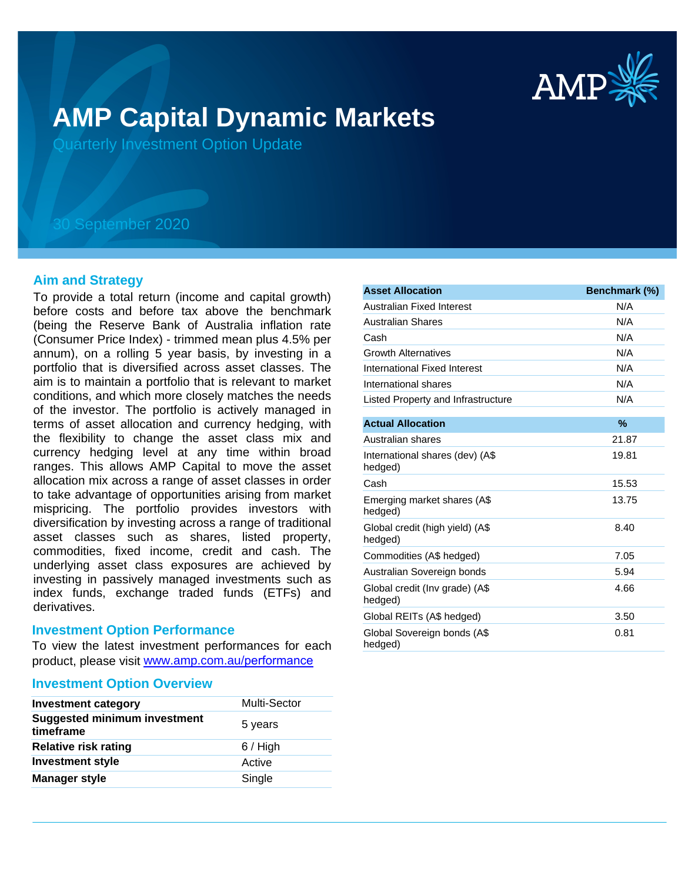# AMP Capital Dynamic Markets

Quarterly Investment Option Update

30 September 2020

## Aim and Strategy

To provide a total return (income and capital growth) before costs and before tax above the benchmark (being the Reserve Bank of Australia inflation rate (Consumer Price Index) - trimmed mean plus 4.5% per annum), on a rolling 5 year basis, by investing in a portfolio that is diversified across asset classes. The aim is to maintain a portfolio that is relevant to market conditions, and which more closely matches the needs of the investor. The portfolio is actively managed in terms of asset allocation and currency hedging, with the flexibility to change the asset class mix and currency hedging level at any time within broad ranges. This allows AMP Capital to move the asset allocation mix across a range of asset classes in order to take advantage of opportunities arising from market mispricing. The portfolio provides investors with diversification by investing across a range of traditional asset classes such as shares, listed property, commodities, fixed income, credit and cash. The underlying asset class exposures are achieved by investing in passively managed investments such as index funds, exchange traded funds (ETFs) and derivatives.

## Investment Option Performance

To view the latest investment performances for each product, please visit www.amp.com.au/performance

## Investment Option Overview

| | |
|---|---|
| **Investment category** | Multi-Sector |
| **Suggested minimum investment timeframe** | 5 years |
| **Relative risk rating** | 6 / High |
| **Investment style** | Active |
| **Manager style** | Single |

| Asset Allocation | Benchmark (%) |
|---|---|
| Australian Fixed Interest | N/A |
| Australian Shares | N/A |
| Cash | N/A |
| Growth Alternatives | N/A |
| International Fixed Interest | N/A |
| International shares | N/A |
| Listed Property and Infrastructure | N/A |

| Actual Allocation | % |
|---|---|
| Australian shares | 21.87 |
| International shares (dev) (A$ hedged) | 19.81 |
| Cash | 15.53 |
| Emerging market shares (A$ hedged) | 13.75 |
| Global credit (high yield) (A$ hedged) | 8.40 |
| Commodities (A$ hedged) | 7.05 |
| Australian Sovereign bonds | 5.94 |
| Global credit (Inv grade) (A$ hedged) | 4.66 |
| Global REITs (A$ hedged) | 3.50 |
| Global Sovereign bonds (A$ hedged) | 0.81 |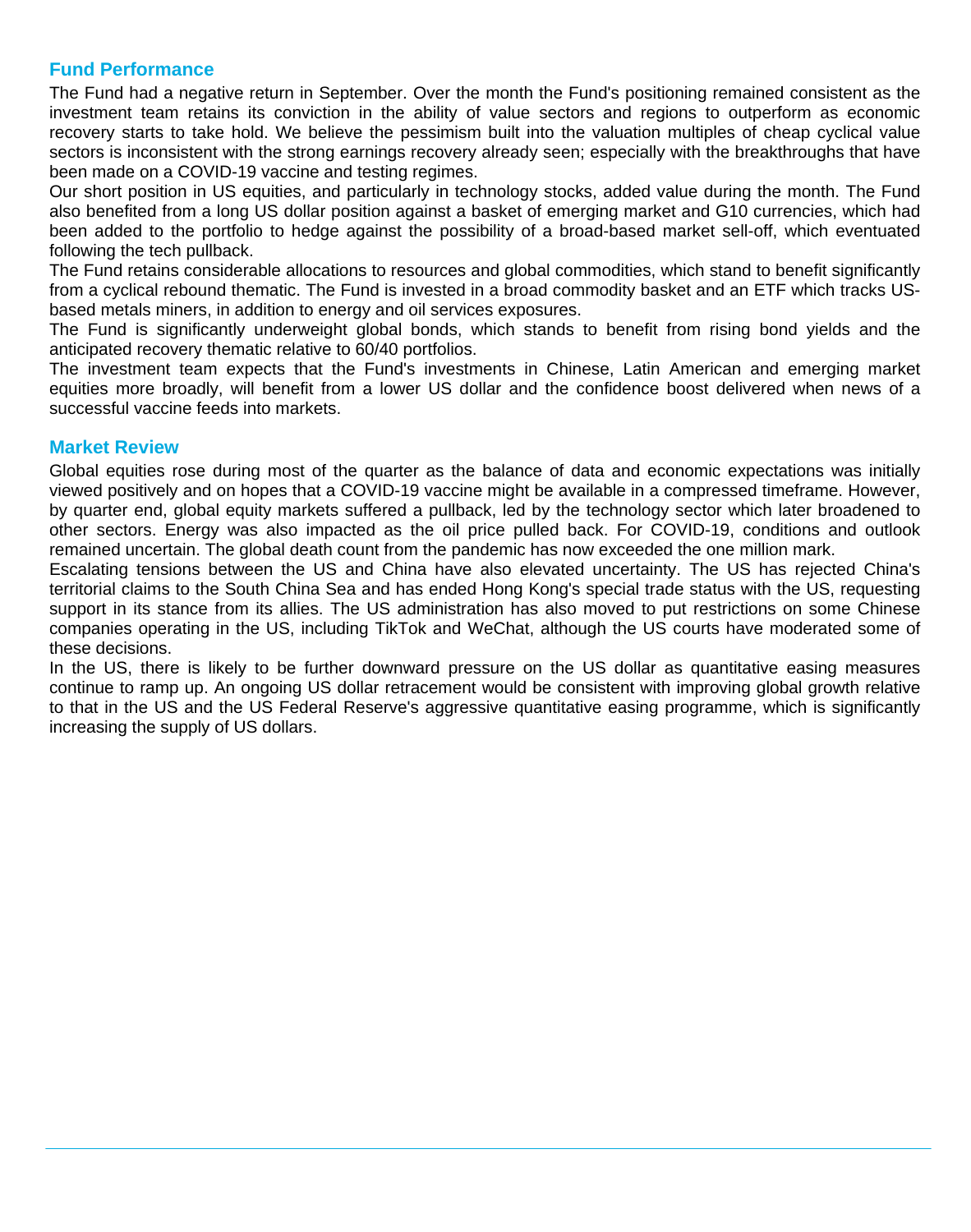## Fund Performance

The Fund had a negative return in September. Over the month the Fund's positioning remained consistent as the investment team retains its conviction in the ability of value sectors and regions to outperform as economic recovery starts to take hold. We believe the pessimism built into the valuation multiples of cheap cyclical value sectors is inconsistent with the strong earnings recovery already seen; especially with the breakthroughs that have been made on a COVID-19 vaccine and testing regimes.

Our short position in US equities, and particularly in technology stocks, added value during the month. The Fund also benefited from a long US dollar position against a basket of emerging market and G10 currencies, which had been added to the portfolio to hedge against the possibility of a broad-based market sell-off, which eventuated following the tech pullback.

The Fund retains considerable allocations to resources and global commodities, which stand to benefit significantly from a cyclical rebound thematic. The Fund is invested in a broad commodity basket and an ETF which tracks US-based metals miners, in addition to energy and oil services exposures.

The Fund is significantly underweight global bonds, which stands to benefit from rising bond yields and the anticipated recovery thematic relative to 60/40 portfolios.

The investment team expects that the Fund's investments in Chinese, Latin American and emerging market equities more broadly, will benefit from a lower US dollar and the confidence boost delivered when news of a successful vaccine feeds into markets.

## Market Review

Global equities rose during most of the quarter as the balance of data and economic expectations was initially viewed positively and on hopes that a COVID-19 vaccine might be available in a compressed timeframe. However, by quarter end, global equity markets suffered a pullback, led by the technology sector which later broadened to other sectors. Energy was also impacted as the oil price pulled back. For COVID-19, conditions and outlook remained uncertain. The global death count from the pandemic has now exceeded the one million mark.

Escalating tensions between the US and China have also elevated uncertainty. The US has rejected China's territorial claims to the South China Sea and has ended Hong Kong's special trade status with the US, requesting support in its stance from its allies. The US administration has also moved to put restrictions on some Chinese companies operating in the US, including TikTok and WeChat, although the US courts have moderated some of these decisions.

In the US, there is likely to be further downward pressure on the US dollar as quantitative easing measures continue to ramp up. An ongoing US dollar retracement would be consistent with improving global growth relative to that in the US and the US Federal Reserve's aggressive quantitative easing programme, which is significantly increasing the supply of US dollars.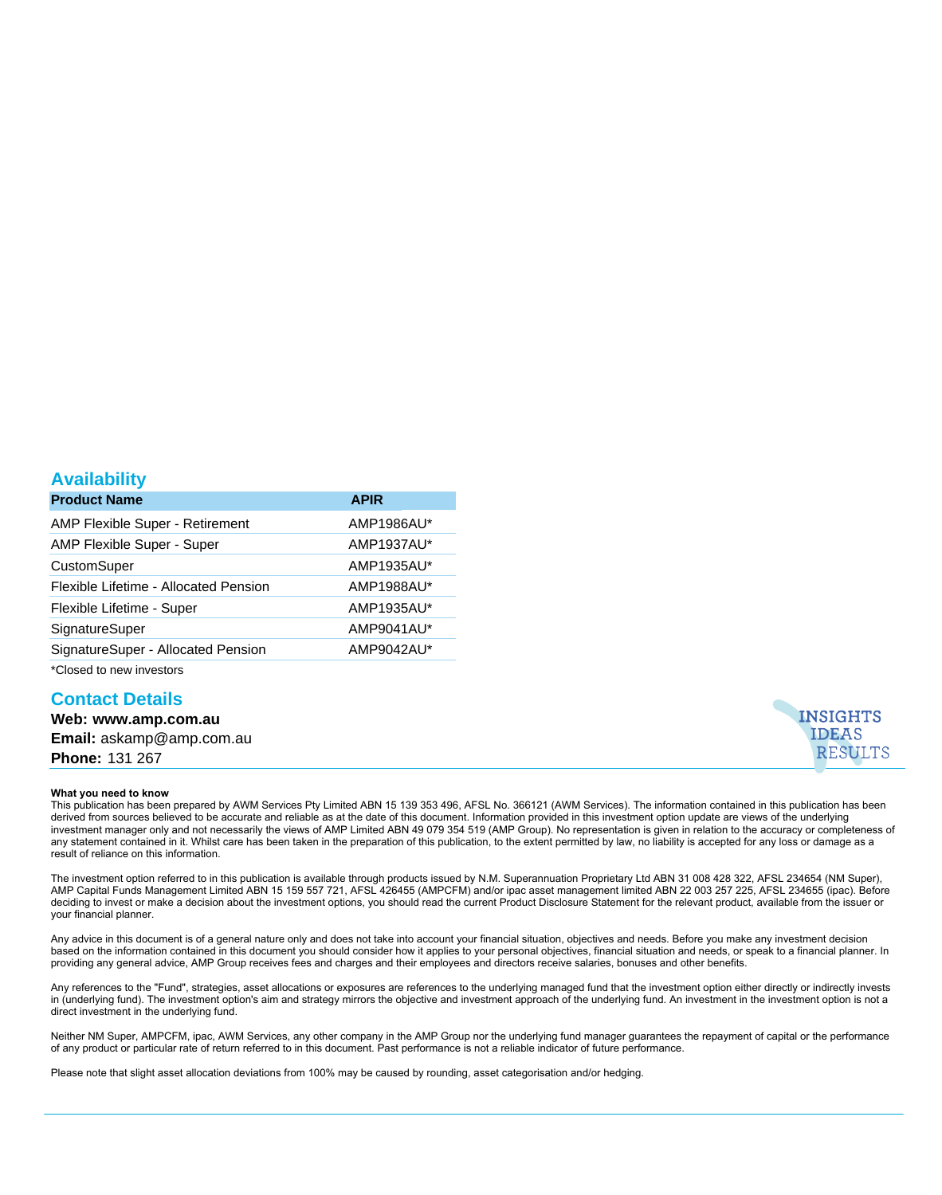## Availability

| Product Name | APIR |
|---|---|
| AMP Flexible Super - Retirement | AMP1986AU* |
| AMP Flexible Super - Super | AMP1937AU* |
| CustomSuper | AMP1935AU* |
| Flexible Lifetime - Allocated Pension | AMP1988AU* |
| Flexible Lifetime - Super | AMP1935AU* |
| SignatureSuper | AMP9041AU* |
| SignatureSuper - Allocated Pension | AMP9042AU* |

*Closed to new investors

## Contact Details

**Web: www.amp.com.au**
**Email:** askamp@amp.com.au
**Phone:** 131 267

INSIGHTS
IDEAS
RESULTS

**What you need to know**
This publication has been prepared by AWM Services Pty Limited ABN 15 139 353 496, AFSL No. 366121 (AWM Services). The information contained in this publication has been derived from sources believed to be accurate and reliable as at the date of this document. Information provided in this investment option update are views of the underlying investment manager only and not necessarily the views of AMP Limited ABN 49 079 354 519 (AMP Group). No representation is given in relation to the accuracy or completeness of any statement contained in it. Whilst care has been taken in the preparation of this publication, to the extent permitted by law, no liability is accepted for any loss or damage as a result of reliance on this information.

The investment option referred to in this publication is available through products issued by N.M. Superannuation Proprietary Ltd ABN 31 008 428 322, AFSL 234654 (NM Super), AMP Capital Funds Management Limited ABN 15 159 557 721, AFSL 426455 (AMPCFM) and/or ipac asset management limited ABN 22 003 257 225, AFSL 234655 (ipac). Before deciding to invest or make a decision about the investment options, you should read the current Product Disclosure Statement for the relevant product, available from the issuer or your financial planner.

Any advice in this document is of a general nature only and does not take into account your financial situation, objectives and needs. Before you make any investment decision based on the information contained in this document you should consider how it applies to your personal objectives, financial situation and needs, or speak to a financial planner. In providing any general advice, AMP Group receives fees and charges and their employees and directors receive salaries, bonuses and other benefits.

Any references to the "Fund", strategies, asset allocations or exposures are references to the underlying managed fund that the investment option either directly or indirectly invests in (underlying fund). The investment option's aim and strategy mirrors the objective and investment approach of the underlying fund. An investment in the investment option is not a direct investment in the underlying fund.

Neither NM Super, AMPCFM, ipac, AWM Services, any other company in the AMP Group nor the underlying fund manager guarantees the repayment of capital or the performance of any product or particular rate of return referred to in this document. Past performance is not a reliable indicator of future performance.

Please note that slight asset allocation deviations from 100% may be caused by rounding, asset categorisation and/or hedging.